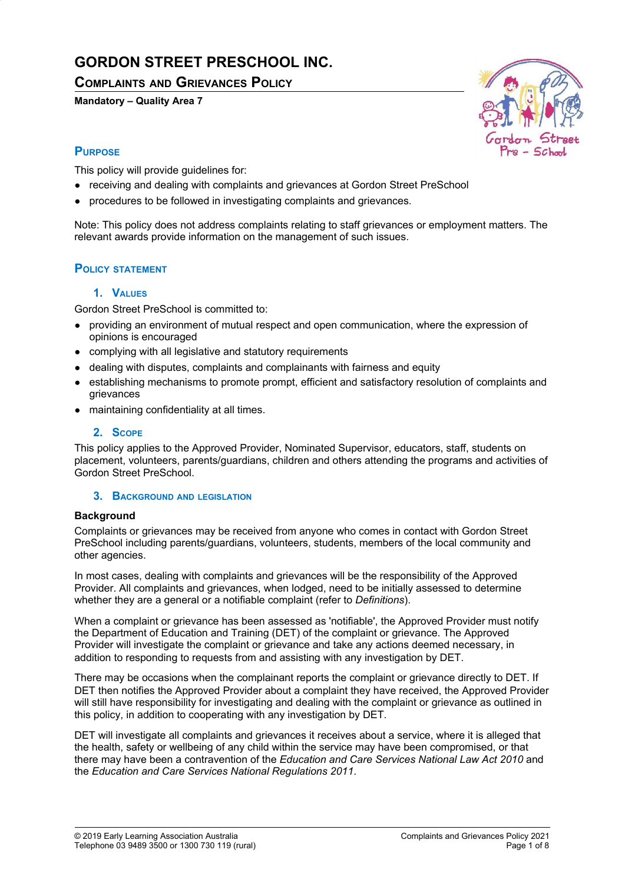# GORDON STREET PRESCHOOL INC.

## COMPLAINTS AND GRIEVANCES POLICY

**Mandatory – Quality Area 7**

## PURPOSE

This policy will provide guidelines for:

- receiving and dealing with complaints and grievances at Gordon Street PreSchool
- procedures to be followed in investigating complaints and grievances.

Note: This policy does not address complaints relating to staff grievances or employment matters. The relevant awards provide information on the management of such issues.

## POLICY STATEMENT

### 1. VALUES

Gordon Street PreSchool is committed to:

- providing an environment of mutual respect and open communication, where the expression of opinions is encouraged
- complying with all legislative and statutory requirements
- dealing with disputes, complaints and complainants with fairness and equity
- establishing mechanisms to promote prompt, efficient and satisfactory resolution of complaints and grievances
- maintaining confidentiality at all times.

### 2. SCOPE

This policy applies to the Approved Provider, Nominated Supervisor, educators, staff, students on placement, volunteers, parents/guardians, children and others attending the programs and activities of Gordon Street PreSchool.

### 3. BACKGROUND AND LEGISLATION

**Background**

Complaints or grievances may be received from anyone who comes in contact with Gordon Street PreSchool including parents/guardians, volunteers, students, members of the local community and other agencies.

In most cases, dealing with complaints and grievances will be the responsibility of the Approved Provider. All complaints and grievances, when lodged, need to be initially assessed to determine whether they are a general or a notifiable complaint (refer to *Definitions*).

When a complaint or grievance has been assessed as 'notifiable', the Approved Provider must notify the Department of Education and Training (DET) of the complaint or grievance. The Approved Provider will investigate the complaint or grievance and take any actions deemed necessary, in addition to responding to requests from and assisting with any investigation by DET.

There may be occasions when the complainant reports the complaint or grievance directly to DET. If DET then notifies the Approved Provider about a complaint they have received, the Approved Provider will still have responsibility for investigating and dealing with the complaint or grievance as outlined in this policy, in addition to cooperating with any investigation by DET.

DET will investigate all complaints and grievances it receives about a service, where it is alleged that the health, safety or wellbeing of any child within the service may have been compromised, or that there may have been a contravention of the *Education and Care Services National Law Act 2010* and the *Education and Care Services National Regulations 2011*.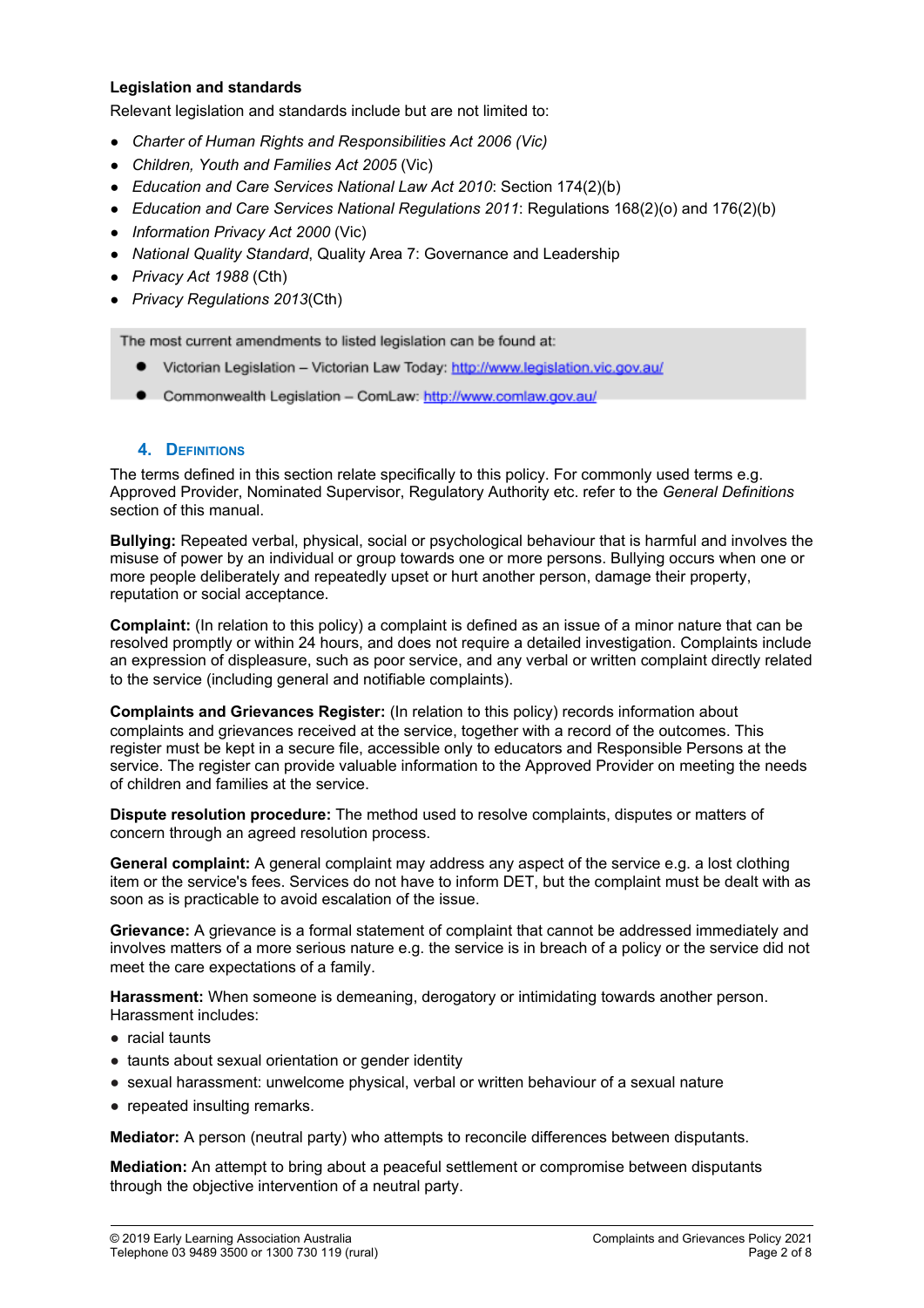**Legislation and standards**

Relevant legislation and standards include but are not limited to:

- *Charter of Human Rights and Responsibilities Act 2006 (Vic)*
- *Children, Youth and Families Act 2005* (Vic)
- *Education and Care Services National Law Act 2010*: Section 174(2)(b)
- *Education and Care Services National Regulations 2011*: Regulations 168(2)(o) and 176(2)(b)
- *Information Privacy Act 2000* (Vic)
- *National Quality Standard*, Quality Area 7: Governance and Leadership
- *Privacy Act 1988* (Cth)
- *Privacy Regulations 2013*(Cth)

The most current amendments to listed legislation can be found at:

- Victorian Legislation – Victorian Law Today: http://www.legislation.vic.gov.au/
- Commonwealth Legislation – ComLaw: http://www.comlaw.gov.au/

## 4. Definitions

The terms defined in this section relate specifically to this policy. For commonly used terms e.g. Approved Provider, Nominated Supervisor, Regulatory Authority etc. refer to the *General Definitions* section of this manual.

**Bullying:** Repeated verbal, physical, social or psychological behaviour that is harmful and involves the misuse of power by an individual or group towards one or more persons. Bullying occurs when one or more people deliberately and repeatedly upset or hurt another person, damage their property, reputation or social acceptance.

**Complaint:** (In relation to this policy) a complaint is defined as an issue of a minor nature that can be resolved promptly or within 24 hours, and does not require a detailed investigation. Complaints include an expression of displeasure, such as poor service, and any verbal or written complaint directly related to the service (including general and notifiable complaints).

**Complaints and Grievances Register:** (In relation to this policy) records information about complaints and grievances received at the service, together with a record of the outcomes. This register must be kept in a secure file, accessible only to educators and Responsible Persons at the service. The register can provide valuable information to the Approved Provider on meeting the needs of children and families at the service.

**Dispute resolution procedure:** The method used to resolve complaints, disputes or matters of concern through an agreed resolution process.

**General complaint:** A general complaint may address any aspect of the service e.g. a lost clothing item or the service's fees. Services do not have to inform DET, but the complaint must be dealt with as soon as is practicable to avoid escalation of the issue.

**Grievance:** A grievance is a formal statement of complaint that cannot be addressed immediately and involves matters of a more serious nature e.g. the service is in breach of a policy or the service did not meet the care expectations of a family.

**Harassment:** When someone is demeaning, derogatory or intimidating towards another person. Harassment includes:

- racial taunts
- taunts about sexual orientation or gender identity
- sexual harassment: unwelcome physical, verbal or written behaviour of a sexual nature
- repeated insulting remarks.

**Mediator:** A person (neutral party) who attempts to reconcile differences between disputants.

**Mediation:** An attempt to bring about a peaceful settlement or compromise between disputants through the objective intervention of a neutral party.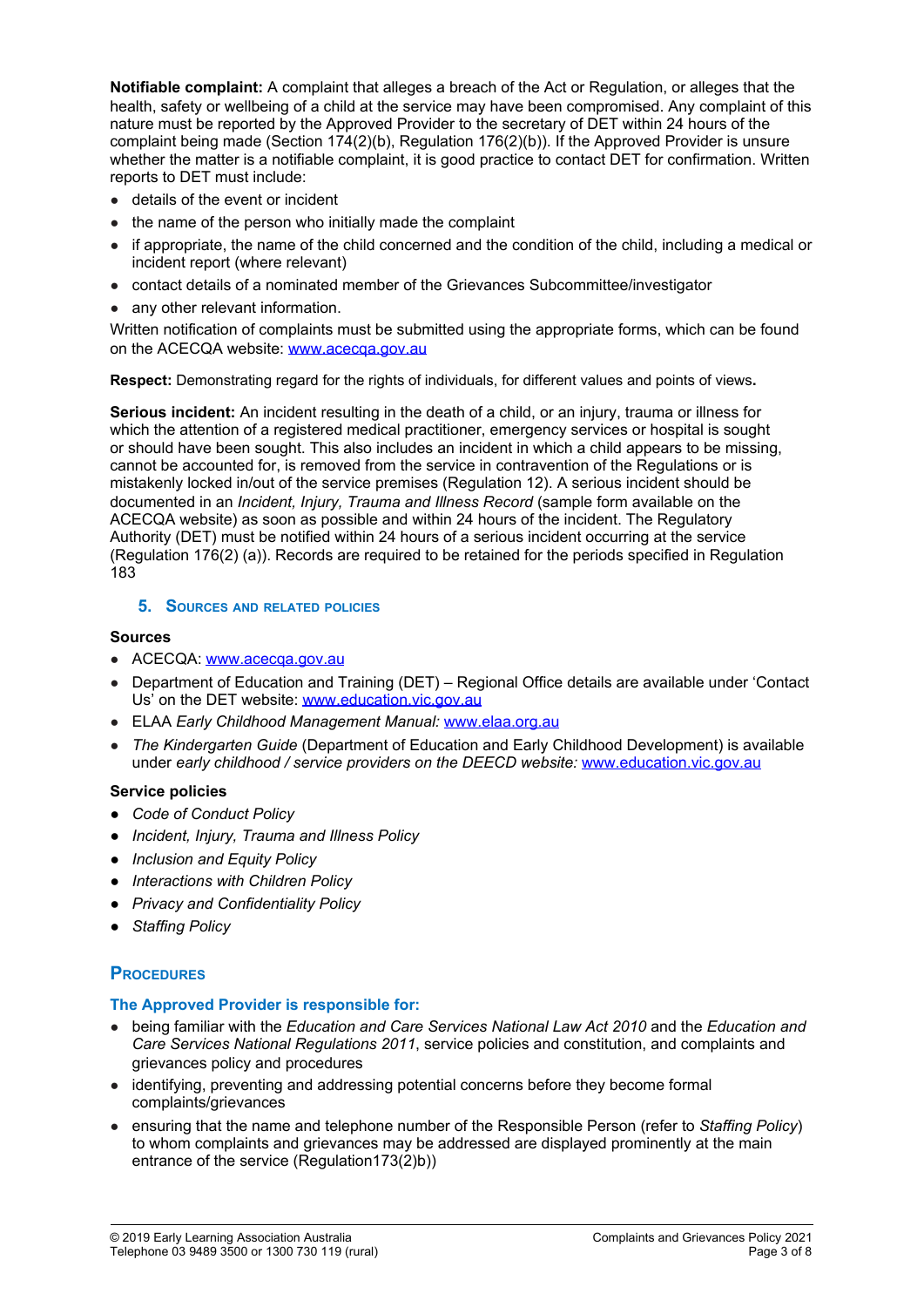**Notifiable complaint:** A complaint that alleges a breach of the Act or Regulation, or alleges that the health, safety or wellbeing of a child at the service may have been compromised. Any complaint of this nature must be reported by the Approved Provider to the secretary of DET within 24 hours of the complaint being made (Section 174(2)(b), Regulation 176(2)(b)). If the Approved Provider is unsure whether the matter is a notifiable complaint, it is good practice to contact DET for confirmation. Written reports to DET must include:

- details of the event or incident
- the name of the person who initially made the complaint
- if appropriate, the name of the child concerned and the condition of the child, including a medical or incident report (where relevant)
- contact details of a nominated member of the Grievances Subcommittee/investigator
- any other relevant information.

Written notification of complaints must be submitted using the appropriate forms, which can be found on the ACECQA website: www.acecqa.gov.au

**Respect:** Demonstrating regard for the rights of individuals, for different values and points of views**.**

**Serious incident:** An incident resulting in the death of a child, or an injury, trauma or illness for which the attention of a registered medical practitioner, emergency services or hospital is sought or should have been sought. This also includes an incident in which a child appears to be missing, cannot be accounted for, is removed from the service in contravention of the Regulations or is mistakenly locked in/out of the service premises (Regulation 12). A serious incident should be documented in an *Incident, Injury, Trauma and Illness Record* (sample form available on the ACECQA website) as soon as possible and within 24 hours of the incident. The Regulatory Authority (DET) must be notified within 24 hours of a serious incident occurring at the service (Regulation 176(2) (a)). Records are required to be retained for the periods specified in Regulation 183

## 5. Sources and related policies

**Sources**

- ACECQA: www.acecqa.gov.au
- Department of Education and Training (DET) – Regional Office details are available under 'Contact Us' on the DET website: www.education.vic.gov.au
- ELAA *Early Childhood Management Manual:* www.elaa.org.au
- *The Kindergarten Guide* (Department of Education and Early Childhood Development) is available under *early childhood / service providers on the DEECD website:* www.education.vic.gov.au

**Service policies**

- *Code of Conduct Policy*
- *Incident, Injury, Trauma and Illness Policy*
- *Inclusion and Equity Policy*
- *Interactions with Children Policy*
- *Privacy and Confidentiality Policy*
- *Staffing Policy*

## Procedures

### The Approved Provider is responsible for:

- being familiar with the *Education and Care Services National Law Act 2010* and the *Education and Care Services National Regulations 2011*, service policies and constitution, and complaints and grievances policy and procedures
- identifying, preventing and addressing potential concerns before they become formal complaints/grievances
- ensuring that the name and telephone number of the Responsible Person (refer to *Staffing Policy*) to whom complaints and grievances may be addressed are displayed prominently at the main entrance of the service (Regulation173(2)b))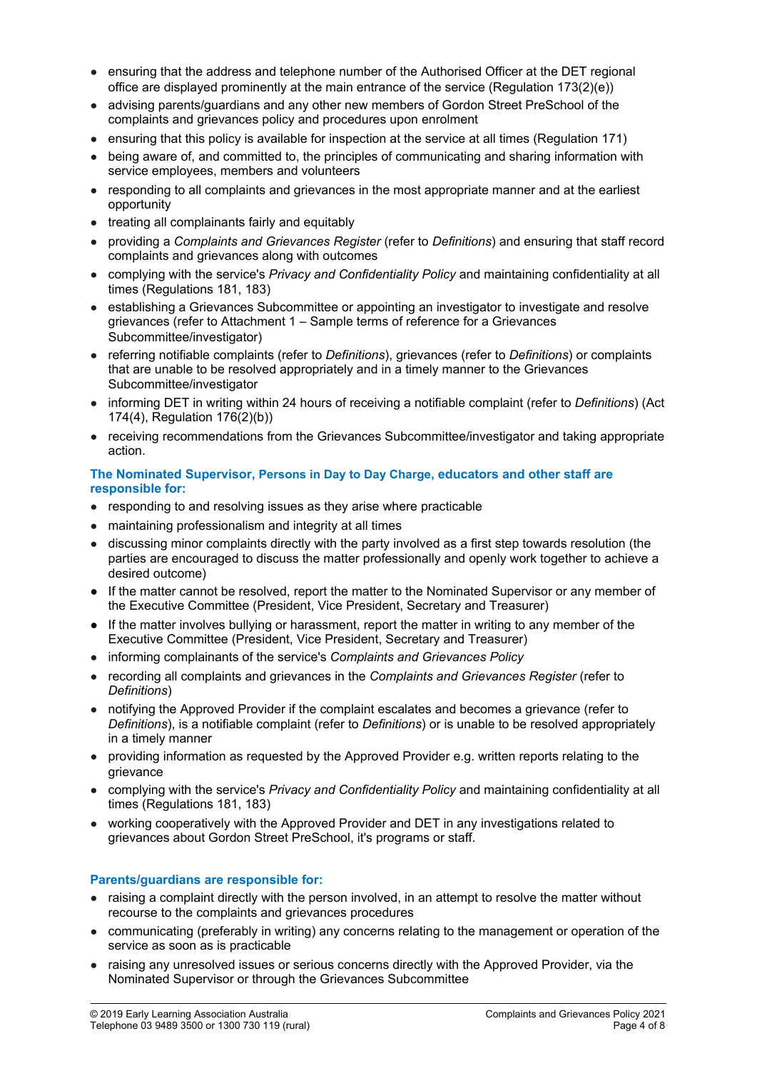- ensuring that the address and telephone number of the Authorised Officer at the DET regional office are displayed prominently at the main entrance of the service (Regulation 173(2)(e))
- advising parents/guardians and any other new members of Gordon Street PreSchool of the complaints and grievances policy and procedures upon enrolment
- ensuring that this policy is available for inspection at the service at all times (Regulation 171)
- being aware of, and committed to, the principles of communicating and sharing information with service employees, members and volunteers
- responding to all complaints and grievances in the most appropriate manner and at the earliest opportunity
- treating all complainants fairly and equitably
- providing a *Complaints and Grievances Register* (refer to *Definitions*) and ensuring that staff record complaints and grievances along with outcomes
- complying with the service's *Privacy and Confidentiality Policy* and maintaining confidentiality at all times (Regulations 181, 183)
- establishing a Grievances Subcommittee or appointing an investigator to investigate and resolve grievances (refer to Attachment 1 – Sample terms of reference for a Grievances Subcommittee/investigator)
- referring notifiable complaints (refer to *Definitions*), grievances (refer to *Definitions*) or complaints that are unable to be resolved appropriately and in a timely manner to the Grievances Subcommittee/investigator
- informing DET in writing within 24 hours of receiving a notifiable complaint (refer to *Definitions*) (Act 174(4), Regulation 176(2)(b))
- receiving recommendations from the Grievances Subcommittee/investigator and taking appropriate action.

**The Nominated Supervisor, Persons in Day to Day Charge, educators and other staff are responsible for:**

- responding to and resolving issues as they arise where practicable
- maintaining professionalism and integrity at all times
- discussing minor complaints directly with the party involved as a first step towards resolution (the parties are encouraged to discuss the matter professionally and openly work together to achieve a desired outcome)
- If the matter cannot be resolved, report the matter to the Nominated Supervisor or any member of the Executive Committee (President, Vice President, Secretary and Treasurer)
- If the matter involves bullying or harassment, report the matter in writing to any member of the Executive Committee (President, Vice President, Secretary and Treasurer)
- informing complainants of the service's *Complaints and Grievances Policy*
- recording all complaints and grievances in the *Complaints and Grievances Register* (refer to *Definitions*)
- notifying the Approved Provider if the complaint escalates and becomes a grievance (refer to *Definitions*), is a notifiable complaint (refer to *Definitions*) or is unable to be resolved appropriately in a timely manner
- providing information as requested by the Approved Provider e.g. written reports relating to the grievance
- complying with the service's *Privacy and Confidentiality Policy* and maintaining confidentiality at all times (Regulations 181, 183)
- working cooperatively with the Approved Provider and DET in any investigations related to grievances about Gordon Street PreSchool, it's programs or staff.

**Parents/guardians are responsible for:**

- raising a complaint directly with the person involved, in an attempt to resolve the matter without recourse to the complaints and grievances procedures
- communicating (preferably in writing) any concerns relating to the management or operation of the service as soon as is practicable
- raising any unresolved issues or serious concerns directly with the Approved Provider, via the Nominated Supervisor or through the Grievances Subcommittee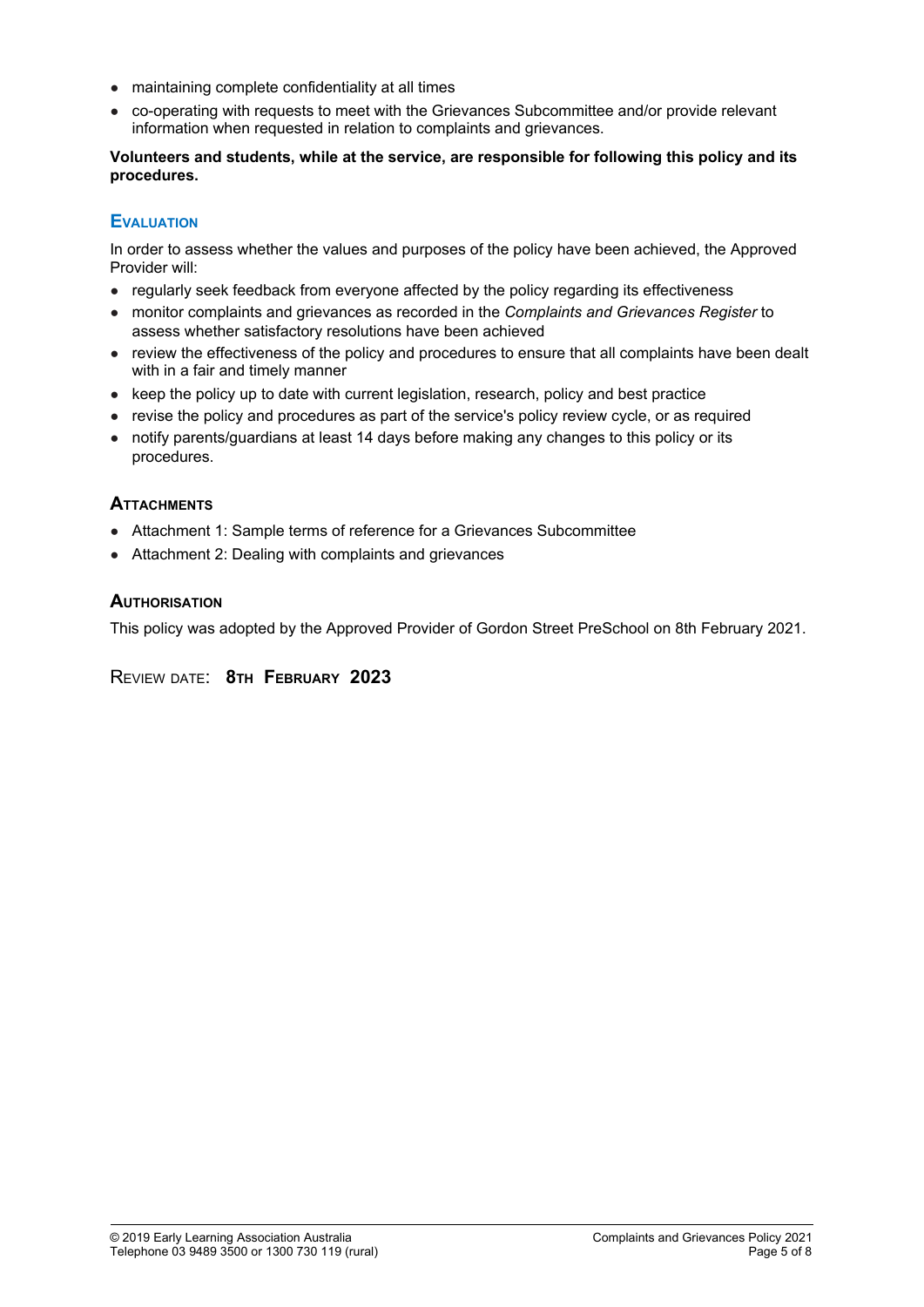- maintaining complete confidentiality at all times
- co-operating with requests to meet with the Grievances Subcommittee and/or provide relevant information when requested in relation to complaints and grievances.

**Volunteers and students, while at the service, are responsible for following this policy and its procedures.**

## Evaluation

In order to assess whether the values and purposes of the policy have been achieved, the Approved Provider will:

- regularly seek feedback from everyone affected by the policy regarding its effectiveness
- monitor complaints and grievances as recorded in the *Complaints and Grievances Register* to assess whether satisfactory resolutions have been achieved
- review the effectiveness of the policy and procedures to ensure that all complaints have been dealt with in a fair and timely manner
- keep the policy up to date with current legislation, research, policy and best practice
- revise the policy and procedures as part of the service's policy review cycle, or as required
- notify parents/guardians at least 14 days before making any changes to this policy or its procedures.

## Attachments

- Attachment 1: Sample terms of reference for a Grievances Subcommittee
- Attachment 2: Dealing with complaints and grievances

## Authorisation

This policy was adopted by the Approved Provider of Gordon Street PreSchool on 8th February 2021.

REVIEW DATE: **8TH FEBRUARY 2023**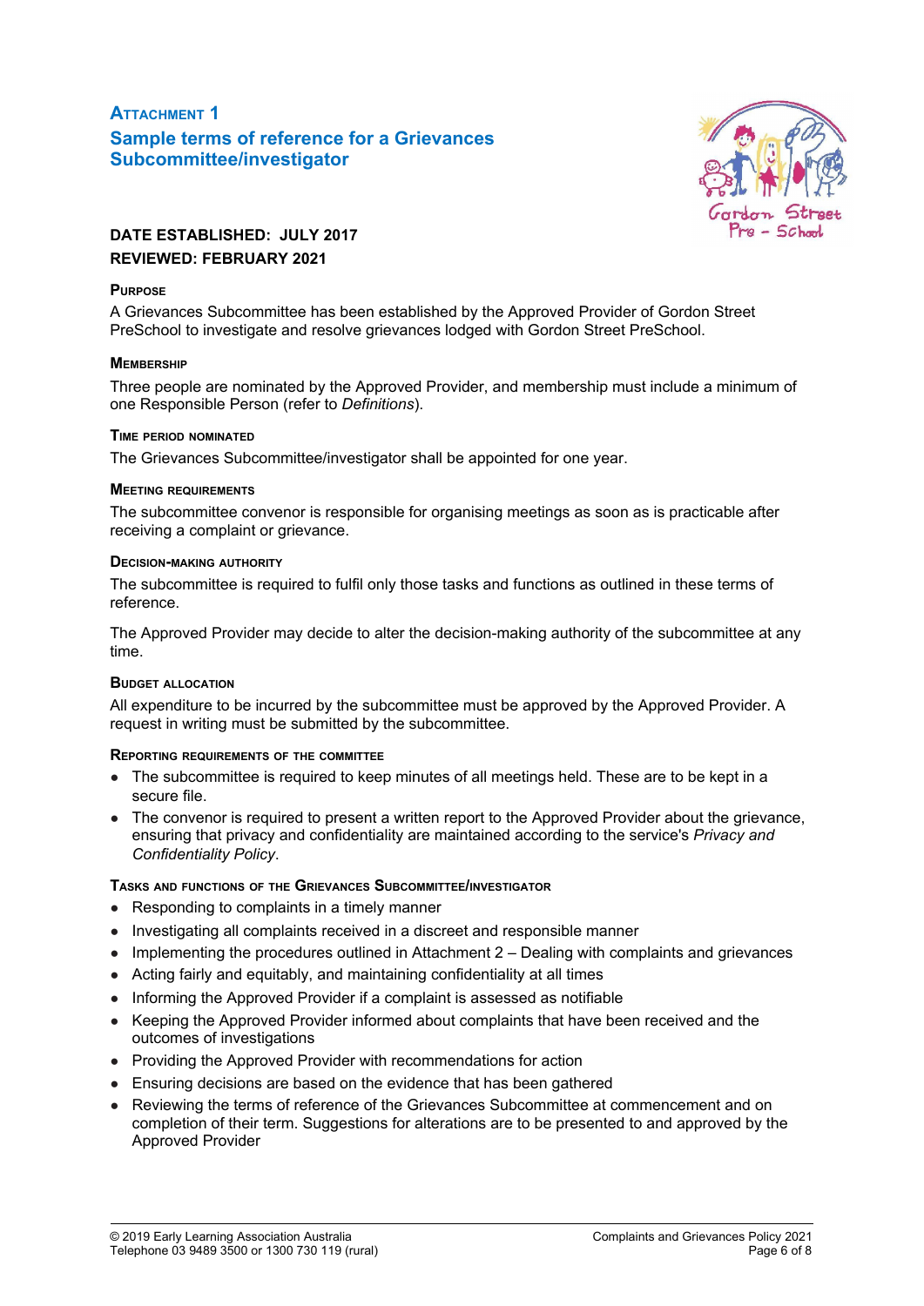## Attachment 1

## Sample terms of reference for a Grievances Subcommittee/investigator

**DATE ESTABLISHED: JULY 2017**

**REVIEWED: FEBRUARY 2021**

### Purpose

A Grievances Subcommittee has been established by the Approved Provider of Gordon Street PreSchool to investigate and resolve grievances lodged with Gordon Street PreSchool.

### Membership

Three people are nominated by the Approved Provider, and membership must include a minimum of one Responsible Person (refer to *Definitions*).

### Time period nominated

The Grievances Subcommittee/investigator shall be appointed for one year.

### Meeting requirements

The subcommittee convenor is responsible for organising meetings as soon as is practicable after receiving a complaint or grievance.

### Decision-making authority

The subcommittee is required to fulfil only those tasks and functions as outlined in these terms of reference.

The Approved Provider may decide to alter the decision-making authority of the subcommittee at any time.

### Budget allocation

All expenditure to be incurred by the subcommittee must be approved by the Approved Provider. A request in writing must be submitted by the subcommittee.

### Reporting requirements of the committee

- The subcommittee is required to keep minutes of all meetings held. These are to be kept in a secure file.
- The convenor is required to present a written report to the Approved Provider about the grievance, ensuring that privacy and confidentiality are maintained according to the service's *Privacy and Confidentiality Policy*.

### Tasks and functions of the Grievances Subcommittee/investigator

- Responding to complaints in a timely manner
- Investigating all complaints received in a discreet and responsible manner
- Implementing the procedures outlined in Attachment 2 – Dealing with complaints and grievances
- Acting fairly and equitably, and maintaining confidentiality at all times
- Informing the Approved Provider if a complaint is assessed as notifiable
- Keeping the Approved Provider informed about complaints that have been received and the outcomes of investigations
- Providing the Approved Provider with recommendations for action
- Ensuring decisions are based on the evidence that has been gathered
- Reviewing the terms of reference of the Grievances Subcommittee at commencement and on completion of their term. Suggestions for alterations are to be presented to and approved by the Approved Provider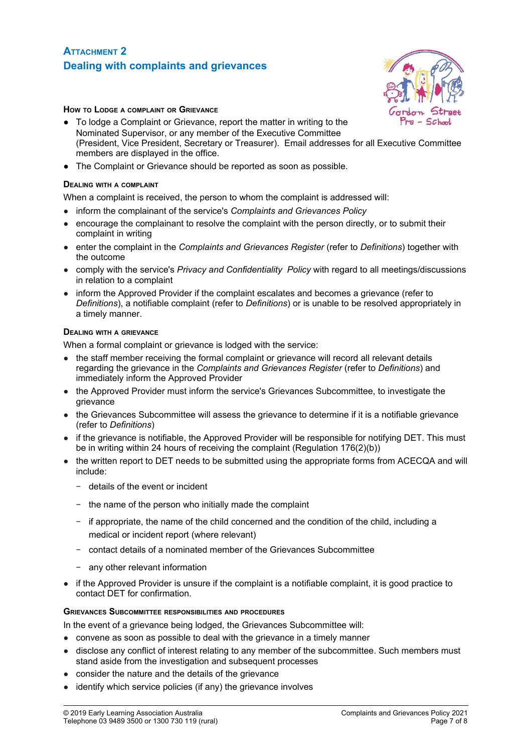## Attachment 2
## Dealing with complaints and grievances

### How to Lodge a complaint or Grievance

- To lodge a Complaint or Grievance, report the matter in writing to the Nominated Supervisor, or any member of the Executive Committee (President, Vice President, Secretary or Treasurer). Email addresses for all Executive Committee members are displayed in the office.
- The Complaint or Grievance should be reported as soon as possible.

### Dealing with a complaint

When a complaint is received, the person to whom the complaint is addressed will:

- inform the complainant of the service's *Complaints and Grievances Policy*
- encourage the complainant to resolve the complaint with the person directly, or to submit their complaint in writing
- enter the complaint in the *Complaints and Grievances Register* (refer to *Definitions*) together with the outcome
- comply with the service's *Privacy and Confidentiality Policy* with regard to all meetings/discussions in relation to a complaint
- inform the Approved Provider if the complaint escalates and becomes a grievance (refer to *Definitions*), a notifiable complaint (refer to *Definitions*) or is unable to be resolved appropriately in a timely manner.

### Dealing with a grievance

When a formal complaint or grievance is lodged with the service:

- the staff member receiving the formal complaint or grievance will record all relevant details regarding the grievance in the *Complaints and Grievances Register* (refer to *Definitions*) and immediately inform the Approved Provider
- the Approved Provider must inform the service's Grievances Subcommittee, to investigate the grievance
- the Grievances Subcommittee will assess the grievance to determine if it is a notifiable grievance (refer to *Definitions*)
- if the grievance is notifiable, the Approved Provider will be responsible for notifying DET. This must be in writing within 24 hours of receiving the complaint (Regulation 176(2)(b))
- the written report to DET needs to be submitted using the appropriate forms from ACECQA and will include:
  - details of the event or incident
  - the name of the person who initially made the complaint
  - if appropriate, the name of the child concerned and the condition of the child, including a medical or incident report (where relevant)
  - contact details of a nominated member of the Grievances Subcommittee
  - any other relevant information
- if the Approved Provider is unsure if the complaint is a notifiable complaint, it is good practice to contact DET for confirmation.

### Grievances Subcommittee responsibilities and procedures

In the event of a grievance being lodged, the Grievances Subcommittee will:

- convene as soon as possible to deal with the grievance in a timely manner
- disclose any conflict of interest relating to any member of the subcommittee. Such members must stand aside from the investigation and subsequent processes
- consider the nature and the details of the grievance
- identify which service policies (if any) the grievance involves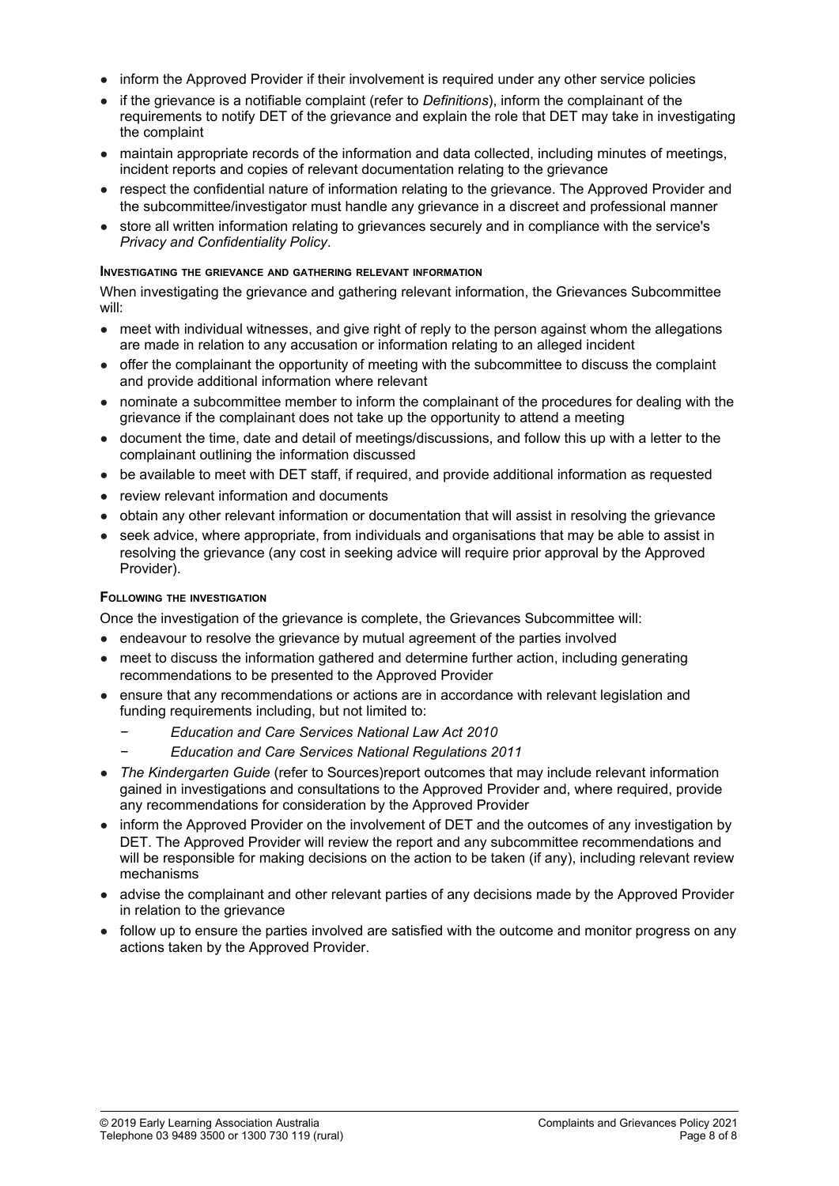- inform the Approved Provider if their involvement is required under any other service policies
- if the grievance is a notifiable complaint (refer to *Definitions*), inform the complainant of the requirements to notify DET of the grievance and explain the role that DET may take in investigating the complaint
- maintain appropriate records of the information and data collected, including minutes of meetings, incident reports and copies of relevant documentation relating to the grievance
- respect the confidential nature of information relating to the grievance. The Approved Provider and the subcommittee/investigator must handle any grievance in a discreet and professional manner
- store all written information relating to grievances securely and in compliance with the service's *Privacy and Confidentiality Policy*.

**Investigating the grievance and gathering relevant information**

When investigating the grievance and gathering relevant information, the Grievances Subcommittee will:

- meet with individual witnesses, and give right of reply to the person against whom the allegations are made in relation to any accusation or information relating to an alleged incident
- offer the complainant the opportunity of meeting with the subcommittee to discuss the complaint and provide additional information where relevant
- nominate a subcommittee member to inform the complainant of the procedures for dealing with the grievance if the complainant does not take up the opportunity to attend a meeting
- document the time, date and detail of meetings/discussions, and follow this up with a letter to the complainant outlining the information discussed
- be available to meet with DET staff, if required, and provide additional information as requested
- review relevant information and documents
- obtain any other relevant information or documentation that will assist in resolving the grievance
- seek advice, where appropriate, from individuals and organisations that may be able to assist in resolving the grievance (any cost in seeking advice will require prior approval by the Approved Provider).

**Following the investigation**

Once the investigation of the grievance is complete, the Grievances Subcommittee will:

- endeavour to resolve the grievance by mutual agreement of the parties involved
- meet to discuss the information gathered and determine further action, including generating recommendations to be presented to the Approved Provider
- ensure that any recommendations or actions are in accordance with relevant legislation and funding requirements including, but not limited to:
  - *Education and Care Services National Law Act 2010*
  - *Education and Care Services National Regulations 2011*
- *The Kindergarten Guide* (refer to Sources)report outcomes that may include relevant information gained in investigations and consultations to the Approved Provider and, where required, provide any recommendations for consideration by the Approved Provider
- inform the Approved Provider on the involvement of DET and the outcomes of any investigation by DET. The Approved Provider will review the report and any subcommittee recommendations and will be responsible for making decisions on the action to be taken (if any), including relevant review mechanisms
- advise the complainant and other relevant parties of any decisions made by the Approved Provider in relation to the grievance
- follow up to ensure the parties involved are satisfied with the outcome and monitor progress on any actions taken by the Approved Provider.